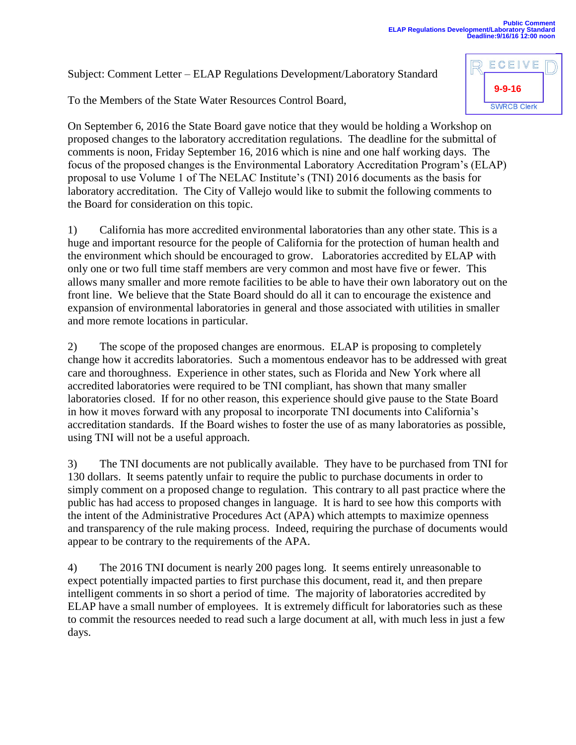Public Comment
ELAP Regulations Development/Laboratory Standard
Deadline:9/16/16 12:00 noon

RECEIVED
9-9-16
SWRCB Clerk

Subject: Comment Letter – ELAP Regulations Development/Laboratory Standard

To the Members of the State Water Resources Control Board,

On September 6, 2016 the State Board gave notice that they would be holding a Workshop on proposed changes to the laboratory accreditation regulations. The deadline for the submittal of comments is noon, Friday September 16, 2016 which is nine and one half working days. The focus of the proposed changes is the Environmental Laboratory Accreditation Program's (ELAP) proposal to use Volume 1 of The NELAC Institute's (TNI) 2016 documents as the basis for laboratory accreditation. The City of Vallejo would like to submit the following comments to the Board for consideration on this topic.

1) California has more accredited environmental laboratories than any other state. This is a huge and important resource for the people of California for the protection of human health and the environment which should be encouraged to grow. Laboratories accredited by ELAP with only one or two full time staff members are very common and most have five or fewer. This allows many smaller and more remote facilities to be able to have their own laboratory out on the front line. We believe that the State Board should do all it can to encourage the existence and expansion of environmental laboratories in general and those associated with utilities in smaller and more remote locations in particular.

2) The scope of the proposed changes are enormous. ELAP is proposing to completely change how it accredits laboratories. Such a momentous endeavor has to be addressed with great care and thoroughness. Experience in other states, such as Florida and New York where all accredited laboratories were required to be TNI compliant, has shown that many smaller laboratories closed. If for no other reason, this experience should give pause to the State Board in how it moves forward with any proposal to incorporate TNI documents into California's accreditation standards. If the Board wishes to foster the use of as many laboratories as possible, using TNI will not be a useful approach.

3) The TNI documents are not publically available. They have to be purchased from TNI for 130 dollars. It seems patently unfair to require the public to purchase documents in order to simply comment on a proposed change to regulation. This contrary to all past practice where the public has had access to proposed changes in language. It is hard to see how this comports with the intent of the Administrative Procedures Act (APA) which attempts to maximize openness and transparency of the rule making process. Indeed, requiring the purchase of documents would appear to be contrary to the requirements of the APA.

4) The 2016 TNI document is nearly 200 pages long. It seems entirely unreasonable to expect potentially impacted parties to first purchase this document, read it, and then prepare intelligent comments in so short a period of time. The majority of laboratories accredited by ELAP have a small number of employees. It is extremely difficult for laboratories such as these to commit the resources needed to read such a large document at all, with much less in just a few days.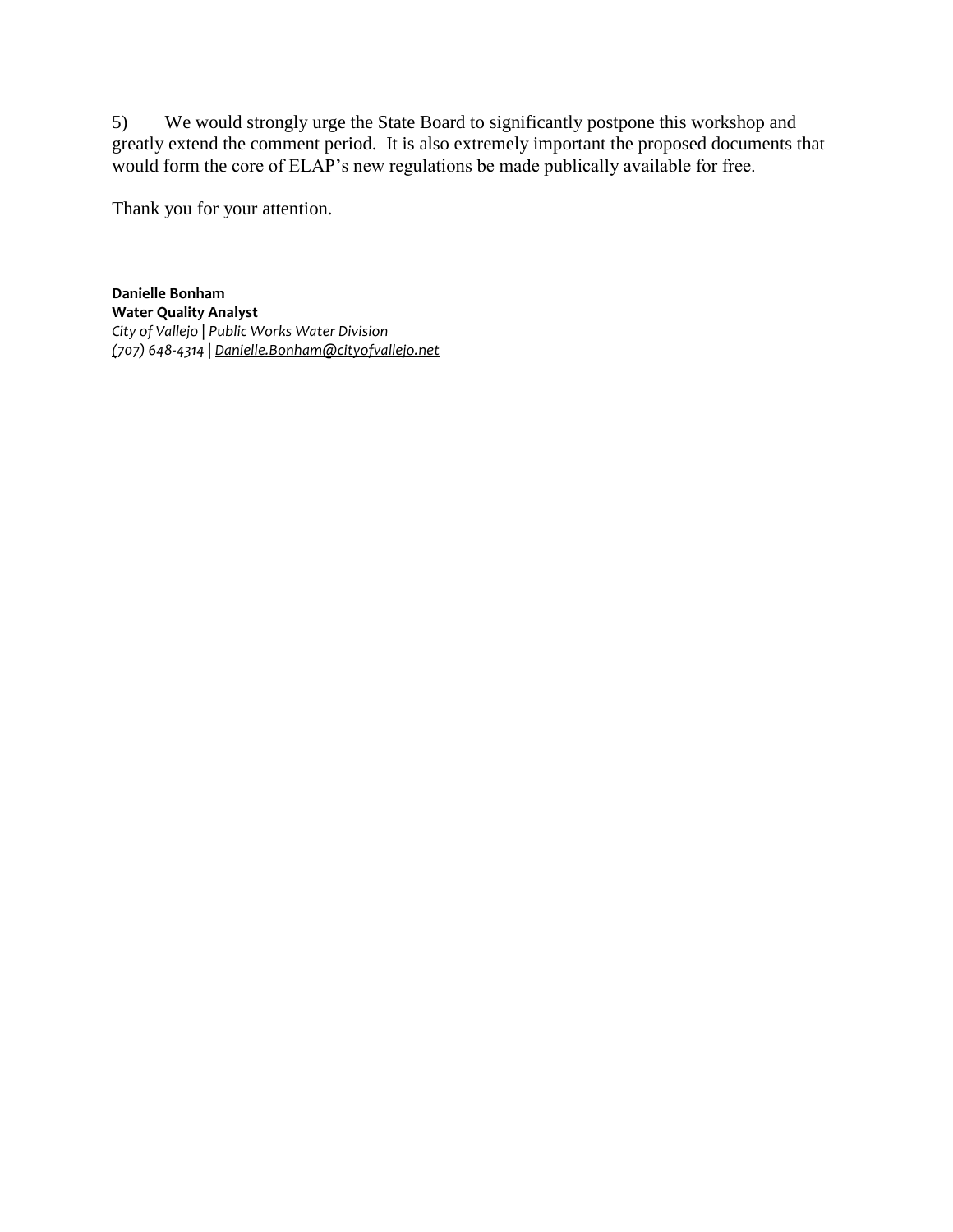5) We would strongly urge the State Board to significantly postpone this workshop and greatly extend the comment period. It is also extremely important the proposed documents that would form the core of ELAP's new regulations be made publically available for free.

Thank you for your attention.

**Danielle Bonham**
**Water Quality Analyst**
*City of Vallejo | Public Works Water Division*
*(707) 648-4314 | Danielle.Bonham@cityofvallejo.net*